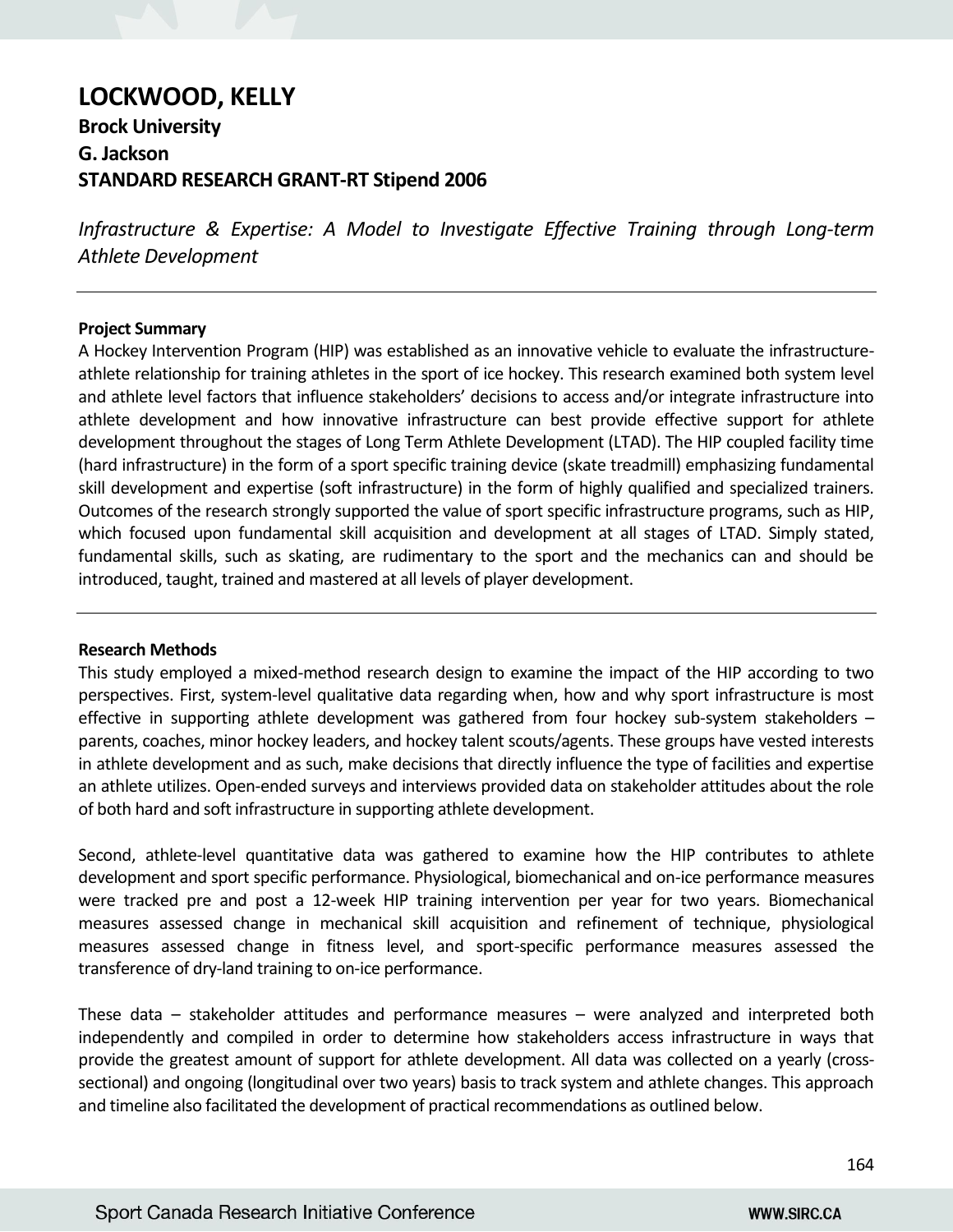# LOCKWOOD, KELLY

**Brock University**
**G. Jackson**
**STANDARD RESEARCH GRANT-RT Stipend 2006**

*Infrastructure & Expertise: A Model to Investigate Effective Training through Long-term Athlete Development*

---

**Project Summary**

A Hockey Intervention Program (HIP) was established as an innovative vehicle to evaluate the infrastructure-athlete relationship for training athletes in the sport of ice hockey. This research examined both system level and athlete level factors that influence stakeholders' decisions to access and/or integrate infrastructure into athlete development and how innovative infrastructure can best provide effective support for athlete development throughout the stages of Long Term Athlete Development (LTAD). The HIP coupled facility time (hard infrastructure) in the form of a sport specific training device (skate treadmill) emphasizing fundamental skill development and expertise (soft infrastructure) in the form of highly qualified and specialized trainers. Outcomes of the research strongly supported the value of sport specific infrastructure programs, such as HIP, which focused upon fundamental skill acquisition and development at all stages of LTAD. Simply stated, fundamental skills, such as skating, are rudimentary to the sport and the mechanics can and should be introduced, taught, trained and mastered at all levels of player development.

---

**Research Methods**

This study employed a mixed-method research design to examine the impact of the HIP according to two perspectives. First, system-level qualitative data regarding when, how and why sport infrastructure is most effective in supporting athlete development was gathered from four hockey sub-system stakeholders – parents, coaches, minor hockey leaders, and hockey talent scouts/agents. These groups have vested interests in athlete development and as such, make decisions that directly influence the type of facilities and expertise an athlete utilizes. Open-ended surveys and interviews provided data on stakeholder attitudes about the role of both hard and soft infrastructure in supporting athlete development.

Second, athlete-level quantitative data was gathered to examine how the HIP contributes to athlete development and sport specific performance. Physiological, biomechanical and on-ice performance measures were tracked pre and post a 12-week HIP training intervention per year for two years. Biomechanical measures assessed change in mechanical skill acquisition and refinement of technique, physiological measures assessed change in fitness level, and sport-specific performance measures assessed the transference of dry-land training to on-ice performance.

These data – stakeholder attitudes and performance measures – were analyzed and interpreted both independently and compiled in order to determine how stakeholders access infrastructure in ways that provide the greatest amount of support for athlete development. All data was collected on a yearly (cross-sectional) and ongoing (longitudinal over two years) basis to track system and athlete changes. This approach and timeline also facilitated the development of practical recommendations as outlined below.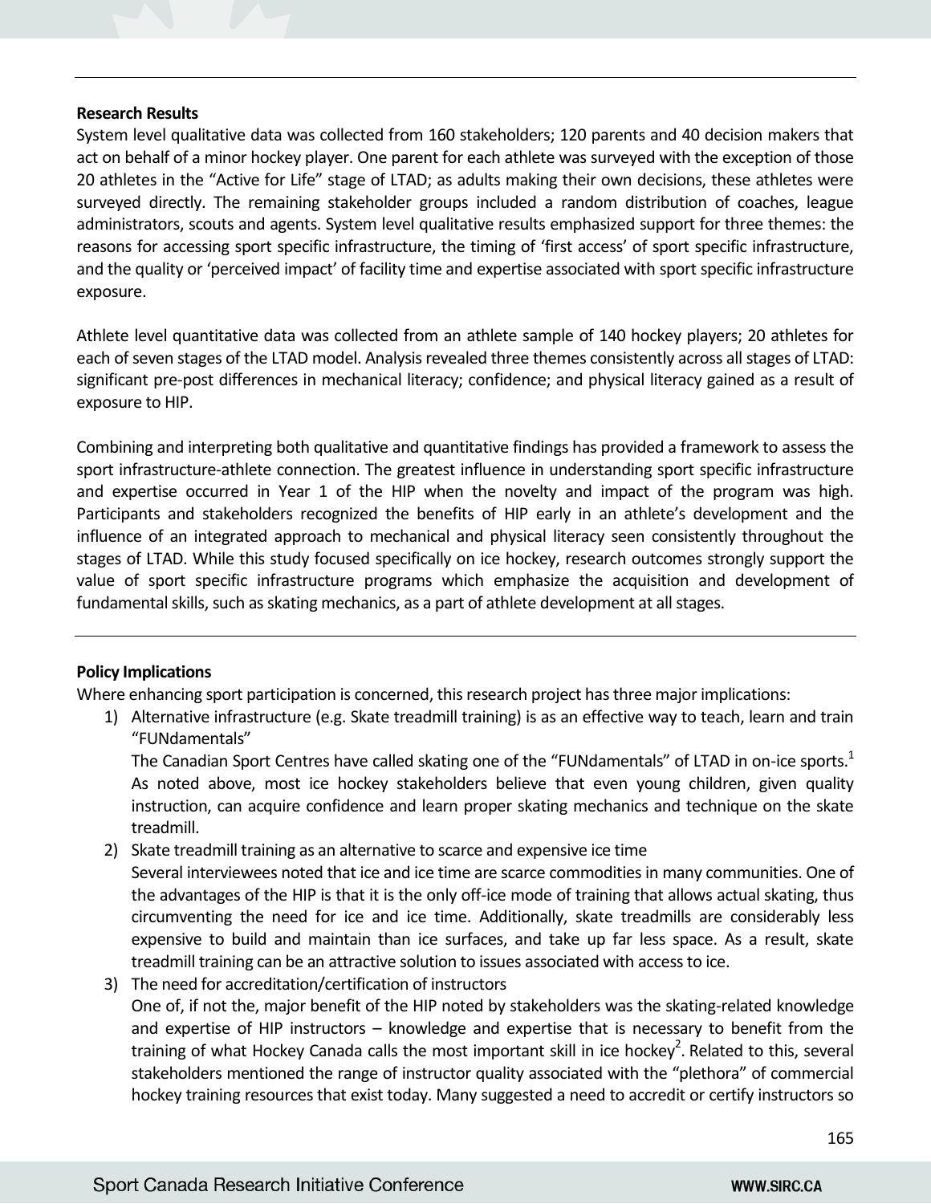**Research Results**

System level qualitative data was collected from 160 stakeholders; 120 parents and 40 decision makers that act on behalf of a minor hockey player. One parent for each athlete was surveyed with the exception of those 20 athletes in the "Active for Life" stage of LTAD; as adults making their own decisions, these athletes were surveyed directly. The remaining stakeholder groups included a random distribution of coaches, league administrators, scouts and agents. System level qualitative results emphasized support for three themes: the reasons for accessing sport specific infrastructure, the timing of 'first access' of sport specific infrastructure, and the quality or 'perceived impact' of facility time and expertise associated with sport specific infrastructure exposure.

Athlete level quantitative data was collected from an athlete sample of 140 hockey players; 20 athletes for each of seven stages of the LTAD model. Analysis revealed three themes consistently across all stages of LTAD: significant pre-post differences in mechanical literacy; confidence; and physical literacy gained as a result of exposure to HIP.

Combining and interpreting both qualitative and quantitative findings has provided a framework to assess the sport infrastructure-athlete connection. The greatest influence in understanding sport specific infrastructure and expertise occurred in Year 1 of the HIP when the novelty and impact of the program was high. Participants and stakeholders recognized the benefits of HIP early in an athlete's development and the influence of an integrated approach to mechanical and physical literacy seen consistently throughout the stages of LTAD. While this study focused specifically on ice hockey, research outcomes strongly support the value of sport specific infrastructure programs which emphasize the acquisition and development of fundamental skills, such as skating mechanics, as a part of athlete development at all stages.

**Policy Implications**

Where enhancing sport participation is concerned, this research project has three major implications:

1) Alternative infrastructure (e.g. Skate treadmill training) is as an effective way to teach, learn and train "FUNdamentals"
   The Canadian Sport Centres have called skating one of the "FUNdamentals" of LTAD in on-ice sports.[1] As noted above, most ice hockey stakeholders believe that even young children, given quality instruction, can acquire confidence and learn proper skating mechanics and technique on the skate treadmill.
2) Skate treadmill training as an alternative to scarce and expensive ice time
   Several interviewees noted that ice and ice time are scarce commodities in many communities. One of the advantages of the HIP is that it is the only off-ice mode of training that allows actual skating, thus circumventing the need for ice and ice time. Additionally, skate treadmills are considerably less expensive to build and maintain than ice surfaces, and take up far less space. As a result, skate treadmill training can be an attractive solution to issues associated with access to ice.
3) The need for accreditation/certification of instructors
   One of, if not the, major benefit of the HIP noted by stakeholders was the skating-related knowledge and expertise of HIP instructors – knowledge and expertise that is necessary to benefit from the training of what Hockey Canada calls the most important skill in ice hockey[2]. Related to this, several stakeholders mentioned the range of instructor quality associated with the "plethora" of commercial hockey training resources that exist today. Many suggested a need to accredit or certify instructors so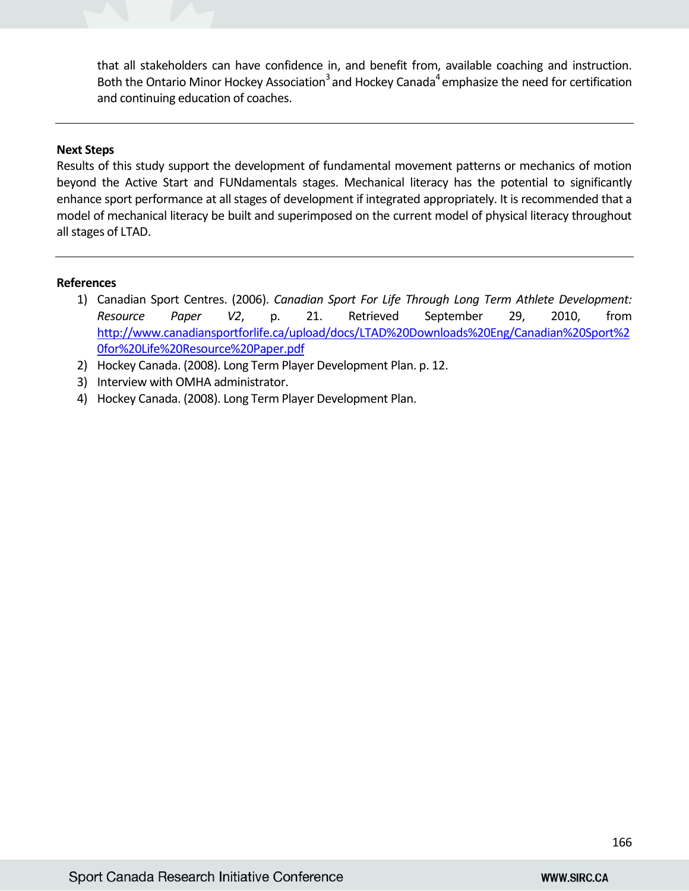that all stakeholders can have confidence in, and benefit from, available coaching and instruction. Both the Ontario Minor Hockey Association[3] and Hockey Canada[4] emphasize the need for certification and continuing education of coaches.

---

**Next Steps**

Results of this study support the development of fundamental movement patterns or mechanics of motion beyond the Active Start and FUNdamentals stages. Mechanical literacy has the potential to significantly enhance sport performance at all stages of development if integrated appropriately. It is recommended that a model of mechanical literacy be built and superimposed on the current model of physical literacy throughout all stages of LTAD.

---

**References**

1) Canadian Sport Centres. (2006). *Canadian Sport For Life Through Long Term Athlete Development: Resource Paper V2*, p. 21. Retrieved September 29, 2010, from http://www.canadiansportforlife.ca/upload/docs/LTAD%20Downloads%20Eng/Canadian%20Sport%20for%20Life%20Resource%20Paper.pdf
2) Hockey Canada. (2008). Long Term Player Development Plan. p. 12.
3) Interview with OMHA administrator.
4) Hockey Canada. (2008). Long Term Player Development Plan.